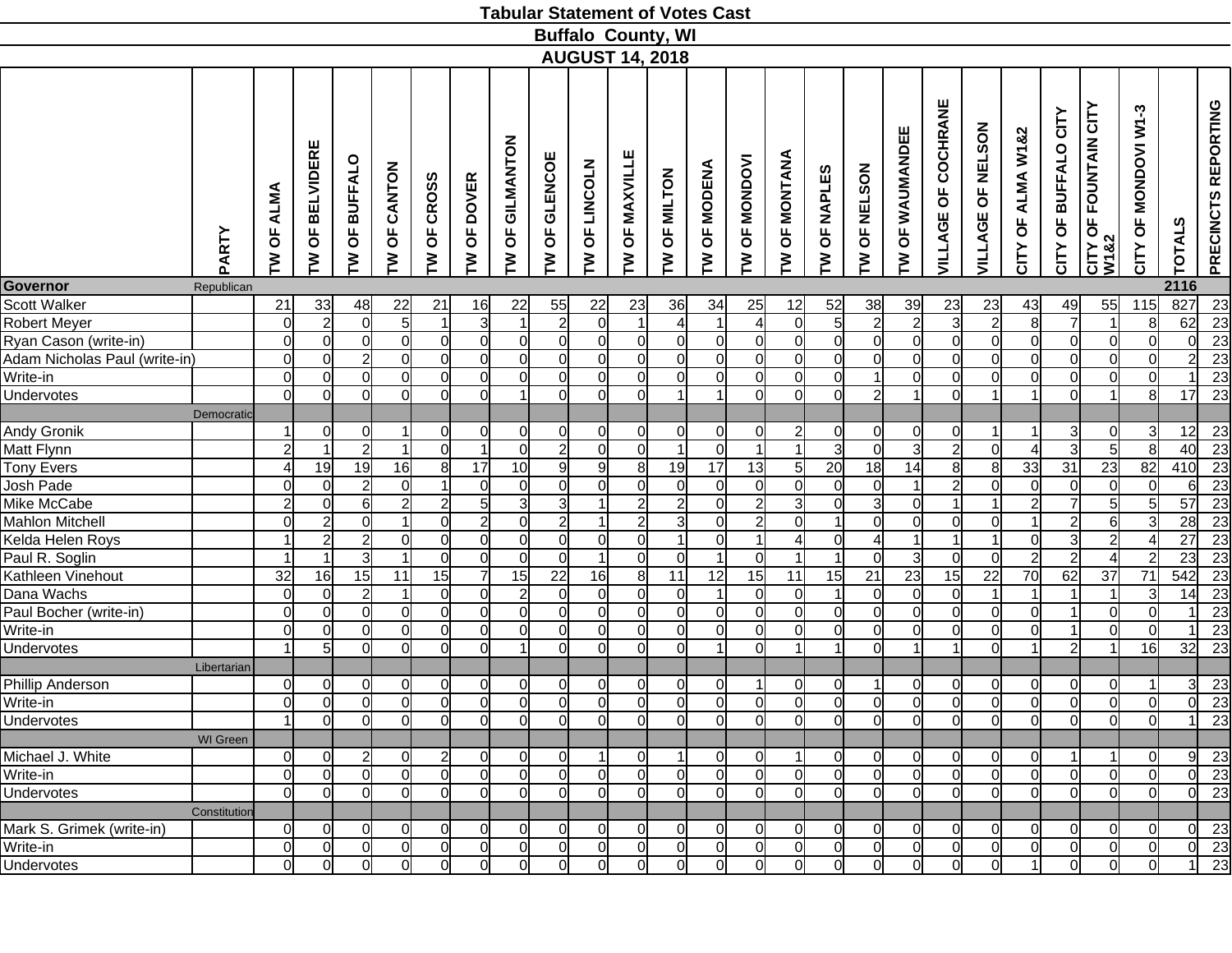# Tabular Statement of Votes Cast

## Buffalo County, WI

### AUGUST 14, 2018

| | PARTY | TW OF ALMA | TW OF BELVIDERE | TW OF BUFFALO | TW OF CANTON | TW OF CROSS | TW OF DOVER | TW OF GILMANTON | TW OF GLENCOE | TW OF LINCOLN | TW OF MAXVILLE | TW OF MILTON | TW OF MODENA | TW OF MONDOVI | TW OF MONTANA | TW OF NAPLES | TW OF NELSON | TW OF WAUMANDEE | VILLAGE OF COCHRANE | VILLAGE OF NELSON | CITY OF ALMA W1&2 | CITY OF BUFFALO CITY | CITY OF FOUNTAIN CITY W1&2 | CITY OF MONDOVI W1-3 | TOTALS | PRECINCTS REPORTING |
|---|---|---|---|---|---|---|---|---|---|---|---|---|---|---|---|---|---|---|---|---|---|---|---|---|---|---|
| **Governor** | Republican | | | | | | | | | | | | | | | | | | | | | | | | **2116** | |
| Scott Walker | | 21 | 33 | 48 | 22 | 21 | 16 | 22 | 55 | 22 | 23 | 36 | 34 | 25 | 12 | 52 | 38 | 39 | 23 | 23 | 43 | 49 | 55 | 115 | 827 | 23 |
| Robert Meyer | | 0 | 2 | 0 | 5 | 1 | 3 | 1 | 2 | 0 | 1 | 4 | 1 | 4 | 0 | 5 | 2 | 2 | 3 | 2 | 8 | 7 | 1 | 8 | 62 | 23 |
| Ryan Cason (write-in) | | 0 | 0 | 0 | 0 | 0 | 0 | 0 | 0 | 0 | 0 | 0 | 0 | 0 | 0 | 0 | 0 | 0 | 0 | 0 | 0 | 0 | 0 | 0 | 0 | 23 |
| Adam Nicholas Paul (write-in) | | 0 | 0 | 2 | 0 | 0 | 0 | 0 | 0 | 0 | 0 | 0 | 0 | 0 | 0 | 0 | 0 | 0 | 0 | 0 | 0 | 0 | 0 | 0 | 2 | 23 |
| Write-in | | 0 | 0 | 0 | 0 | 0 | 0 | 0 | 0 | 0 | 0 | 0 | 0 | 0 | 0 | 0 | 1 | 0 | 0 | 0 | 0 | 0 | 0 | 0 | 1 | 23 |
| Undervotes | | 0 | 0 | 0 | 0 | 0 | 0 | 1 | 0 | 0 | 0 | 1 | 1 | 0 | 0 | 0 | 2 | 1 | 0 | 1 | 1 | 0 | 1 | 8 | 17 | 23 |
| | Democratic | | | | | | | | | | | | | | | | | | | | | | | | | |
| Andy Gronik | | 1 | 0 | 0 | 1 | 0 | 0 | 0 | 0 | 0 | 0 | 0 | 0 | 0 | 2 | 0 | 0 | 0 | 0 | 1 | 1 | 3 | 0 | 3 | 12 | 23 |
| Matt Flynn | | 2 | 1 | 2 | 1 | 0 | 1 | 0 | 2 | 0 | 0 | 1 | 0 | 1 | 1 | 3 | 0 | 3 | 2 | 0 | 4 | 3 | 5 | 8 | 40 | 23 |
| Tony Evers | | 4 | 19 | 19 | 16 | 8 | 17 | 10 | 9 | 9 | 8 | 19 | 17 | 13 | 5 | 20 | 18 | 14 | 8 | 8 | 33 | 31 | 23 | 82 | 410 | 23 |
| Josh Pade | | 0 | 0 | 2 | 0 | 1 | 0 | 0 | 0 | 0 | 0 | 0 | 0 | 0 | 0 | 0 | 0 | 1 | 2 | 0 | 0 | 0 | 0 | 0 | 6 | 23 |
| Mike McCabe | | 2 | 0 | 6 | 2 | 2 | 5 | 3 | 3 | 1 | 2 | 2 | 0 | 2 | 3 | 0 | 3 | 0 | 1 | 1 | 2 | 7 | 5 | 5 | 57 | 23 |
| Mahlon Mitchell | | 0 | 2 | 0 | 1 | 0 | 2 | 0 | 2 | 1 | 2 | 3 | 0 | 2 | 0 | 1 | 0 | 0 | 0 | 0 | 1 | 2 | 6 | 3 | 28 | 23 |
| Kelda Helen Roys | | 1 | 2 | 2 | 0 | 0 | 0 | 0 | 0 | 0 | 0 | 1 | 0 | 1 | 4 | 0 | 4 | 1 | 1 | 1 | 0 | 3 | 2 | 4 | 27 | 23 |
| Paul R. Soglin | | 1 | 1 | 3 | 1 | 0 | 0 | 0 | 0 | 1 | 0 | 0 | 1 | 0 | 1 | 1 | 0 | 3 | 0 | 0 | 2 | 2 | 4 | 2 | 23 | 23 |
| Kathleen Vinehout | | 32 | 16 | 15 | 11 | 15 | 7 | 15 | 22 | 16 | 8 | 11 | 12 | 15 | 11 | 15 | 21 | 23 | 15 | 22 | 70 | 62 | 37 | 71 | 542 | 23 |
| Dana Wachs | | 0 | 0 | 2 | 1 | 0 | 0 | 2 | 0 | 0 | 0 | 0 | 1 | 0 | 0 | 1 | 0 | 0 | 0 | 1 | 1 | 1 | 1 | 3 | 14 | 23 |
| Paul Bocher (write-in) | | 0 | 0 | 0 | 0 | 0 | 0 | 0 | 0 | 0 | 0 | 0 | 0 | 0 | 0 | 0 | 0 | 0 | 0 | 0 | 0 | 1 | 0 | 0 | 1 | 23 |
| Write-in | | 0 | 0 | 0 | 0 | 0 | 0 | 0 | 0 | 0 | 0 | 0 | 0 | 0 | 0 | 0 | 0 | 0 | 0 | 0 | 0 | 1 | 0 | 0 | 1 | 23 |
| Undervotes | | 1 | 5 | 0 | 0 | 0 | 0 | 1 | 0 | 0 | 0 | 0 | 1 | 0 | 1 | 1 | 0 | 1 | 1 | 0 | 1 | 2 | 1 | 16 | 32 | 23 |
| | Libertarian | | | | | | | | | | | | | | | | | | | | | | | | | |
| Phillip Anderson | | 0 | 0 | 0 | 0 | 0 | 0 | 0 | 0 | 0 | 0 | 0 | 0 | 1 | 0 | 0 | 1 | 0 | 0 | 0 | 0 | 0 | 0 | 1 | 3 | 23 |
| Write-in | | 0 | 0 | 0 | 0 | 0 | 0 | 0 | 0 | 0 | 0 | 0 | 0 | 0 | 0 | 0 | 0 | 0 | 0 | 0 | 0 | 0 | 0 | 0 | 0 | 23 |
| Undervotes | | 1 | 0 | 0 | 0 | 0 | 0 | 0 | 0 | 0 | 0 | 0 | 0 | 0 | 0 | 0 | 0 | 0 | 0 | 0 | 0 | 0 | 0 | 0 | 1 | 23 |
| | WI Green | | | | | | | | | | | | | | | | | | | | | | | | | |
| Michael J. White | | 0 | 0 | 2 | 0 | 2 | 0 | 0 | 0 | 1 | 0 | 1 | 0 | 0 | 1 | 0 | 0 | 0 | 0 | 0 | 0 | 1 | 1 | 0 | 9 | 23 |
| Write-in | | 0 | 0 | 0 | 0 | 0 | 0 | 0 | 0 | 0 | 0 | 0 | 0 | 0 | 0 | 0 | 0 | 0 | 0 | 0 | 0 | 0 | 0 | 0 | 0 | 23 |
| Undervotes | | 0 | 0 | 0 | 0 | 0 | 0 | 0 | 0 | 0 | 0 | 0 | 0 | 0 | 0 | 0 | 0 | 0 | 0 | 0 | 0 | 0 | 0 | 0 | 0 | 23 |
| | Constitution | | | | | | | | | | | | | | | | | | | | | | | | | |
| Mark S. Grimek (write-in) | | 0 | 0 | 0 | 0 | 0 | 0 | 0 | 0 | 0 | 0 | 0 | 0 | 0 | 0 | 0 | 0 | 0 | 0 | 0 | 0 | 0 | 0 | 0 | 0 | 23 |
| Write-in | | 0 | 0 | 0 | 0 | 0 | 0 | 0 | 0 | 0 | 0 | 0 | 0 | 0 | 0 | 0 | 0 | 0 | 0 | 0 | 0 | 0 | 0 | 0 | 0 | 23 |
| Undervotes | | 0 | 0 | 0 | 0 | 0 | 0 | 0 | 0 | 0 | 0 | 0 | 0 | 0 | 0 | 0 | 0 | 0 | 0 | 0 | 1 | 0 | 0 | 0 | 1 | 23 |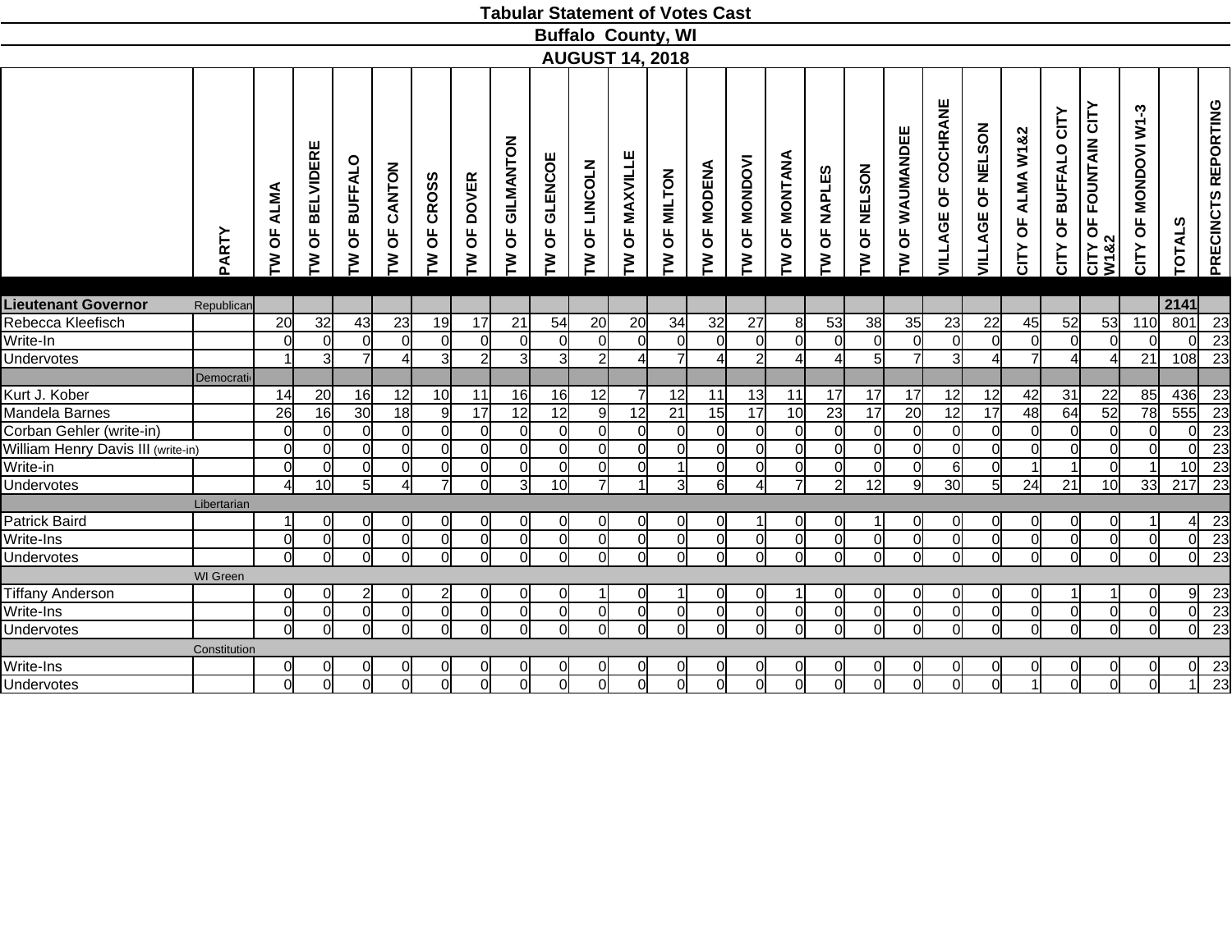# Tabular Statement of Votes Cast

## Buffalo County, WI

### AUGUST 14, 2018

| | PARTY | TW OF ALMA | TW OF BELVIDERE | TW OF BUFFALO | TW OF CANTON | TW OF CROSS | TW OF DOVER | TW OF GILMANTON | TW OF GLENCOE | TW OF LINCOLN | TW OF MAXVILLE | TW OF MILTON | TW OF MODENA | TW OF MONDOVI | TW OF MONTANA | TW OF NAPLES | TW OF NELSON | TW OF WAUMANDEE | VILLAGE OF COCHRANE | VILLAGE OF NELSON | CITY OF ALMA W1&2 | CITY OF BUFFALO CITY | CITY OF FOUNTAIN CITY W1&2 | CITY OF MONDOVI W1-3 | TOTALS | PRECINCTS REPORTING |
|---|---|---|---|---|---|---|---|---|---|---|---|---|---|---|---|---|---|---|---|---|---|---|---|---|---|---|
| **Lieutenant Governor** | Republican | | | | | | | | | | | | | | | | | | | | | | | | **2141** | |
| Rebecca Kleefisch | | 20 | 32 | 43 | 23 | 19 | 17 | 21 | 54 | 20 | 20 | 34 | 32 | 27 | 8 | 53 | 38 | 35 | 23 | 22 | 45 | 52 | 53 | 110 | 801 | 23 |
| Write-In | | 0 | 0 | 0 | 0 | 0 | 0 | 0 | 0 | 0 | 0 | 0 | 0 | 0 | 0 | 0 | 0 | 0 | 0 | 0 | 0 | 0 | 0 | 0 | 0 | 23 |
| Undervotes | | 1 | 3 | 7 | 4 | 3 | 2 | 3 | 3 | 2 | 4 | 7 | 4 | 2 | 4 | 4 | 5 | 7 | 3 | 4 | 7 | 4 | 4 | 21 | 108 | 23 |
| | Democratic | | | | | | | | | | | | | | | | | | | | | | | | | |
| Kurt J. Kober | | 14 | 20 | 16 | 12 | 10 | 11 | 16 | 16 | 12 | 7 | 12 | 11 | 13 | 11 | 17 | 17 | 17 | 12 | 12 | 42 | 31 | 22 | 85 | 436 | 23 |
| Mandela Barnes | | 26 | 16 | 30 | 18 | 9 | 17 | 12 | 12 | 9 | 12 | 21 | 15 | 17 | 10 | 23 | 17 | 20 | 12 | 17 | 48 | 64 | 52 | 78 | 555 | 23 |
| Corban Gehler (write-in) | | 0 | 0 | 0 | 0 | 0 | 0 | 0 | 0 | 0 | 0 | 0 | 0 | 0 | 0 | 0 | 0 | 0 | 0 | 0 | 0 | 0 | 0 | 0 | 0 | 23 |
| William Henry Davis III (write-in) | | 0 | 0 | 0 | 0 | 0 | 0 | 0 | 0 | 0 | 0 | 0 | 0 | 0 | 0 | 0 | 0 | 0 | 0 | 0 | 0 | 0 | 0 | 0 | 0 | 23 |
| Write-in | | 0 | 0 | 0 | 0 | 0 | 0 | 0 | 0 | 0 | 0 | 1 | 0 | 0 | 0 | 0 | 0 | 0 | 6 | 0 | 1 | 1 | 0 | 1 | 10 | 23 |
| Undervotes | | 4 | 10 | 5 | 4 | 7 | 0 | 3 | 10 | 7 | 1 | 3 | 6 | 4 | 7 | 2 | 12 | 9 | 30 | 5 | 24 | 21 | 10 | 33 | 217 | 23 |
| | Libertarian | | | | | | | | | | | | | | | | | | | | | | | | | |
| Patrick Baird | | 1 | 0 | 0 | 0 | 0 | 0 | 0 | 0 | 0 | 0 | 0 | 0 | 1 | 0 | 0 | 1 | 0 | 0 | 0 | 0 | 0 | 0 | 1 | 4 | 23 |
| Write-Ins | | 0 | 0 | 0 | 0 | 0 | 0 | 0 | 0 | 0 | 0 | 0 | 0 | 0 | 0 | 0 | 0 | 0 | 0 | 0 | 0 | 0 | 0 | 0 | 0 | 23 |
| Undervotes | | 0 | 0 | 0 | 0 | 0 | 0 | 0 | 0 | 0 | 0 | 0 | 0 | 0 | 0 | 0 | 0 | 0 | 0 | 0 | 0 | 0 | 0 | 0 | 0 | 23 |
| | WI Green | | | | | | | | | | | | | | | | | | | | | | | | | |
| Tiffany Anderson | | 0 | 0 | 2 | 0 | 2 | 0 | 0 | 0 | 1 | 0 | 1 | 0 | 0 | 1 | 0 | 0 | 0 | 0 | 0 | 0 | 1 | 1 | 0 | 9 | 23 |
| Write-Ins | | 0 | 0 | 0 | 0 | 0 | 0 | 0 | 0 | 0 | 0 | 0 | 0 | 0 | 0 | 0 | 0 | 0 | 0 | 0 | 0 | 0 | 0 | 0 | 0 | 23 |
| Undervotes | | 0 | 0 | 0 | 0 | 0 | 0 | 0 | 0 | 0 | 0 | 0 | 0 | 0 | 0 | 0 | 0 | 0 | 0 | 0 | 0 | 0 | 0 | 0 | 0 | 23 |
| | Constitution | | | | | | | | | | | | | | | | | | | | | | | | | |
| Write-Ins | | 0 | 0 | 0 | 0 | 0 | 0 | 0 | 0 | 0 | 0 | 0 | 0 | 0 | 0 | 0 | 0 | 0 | 0 | 0 | 0 | 0 | 0 | 0 | 0 | 23 |
| Undervotes | | 0 | 0 | 0 | 0 | 0 | 0 | 0 | 0 | 0 | 0 | 0 | 0 | 0 | 0 | 0 | 0 | 0 | 0 | 0 | 1 | 0 | 0 | 0 | 1 | 23 |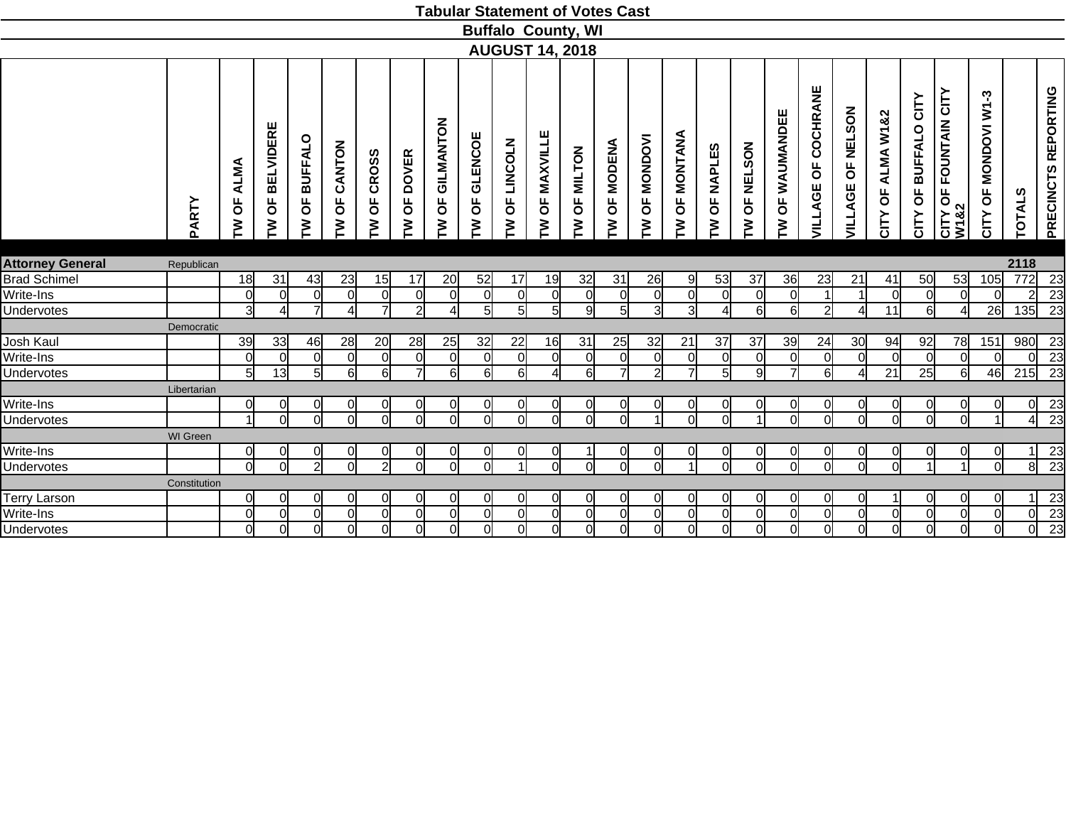# Tabular Statement of Votes Cast

## Buffalo County, WI

## AUGUST 14, 2018

| | PARTY | TW OF ALMA | TW OF BELVIDERE | TW OF BUFFALO | TW OF CANTON | TW OF CROSS | TW OF DOVER | TW OF GILMANTON | TW OF GLENCOE | TW OF LINCOLN | TW OF MAXVILLE | TW OF MILTON | TW OF MODENA | TW OF MONDOVI | TW OF MONTANA | TW OF NAPLES | TW OF NELSON | TW OF WAUMANDEE | VILLAGE OF COCHRANE | VILLAGE OF NELSON | CITY OF ALMA W1&2 | CITY OF BUFFALO CITY | CITY OF FOUNTAIN CITY W1&2 | CITY OF MONDOVI W1-3 | TOTALS | PRECINCTS REPORTING |
|---|---|---|---|---|---|---|---|---|---|---|---|---|---|---|---|---|---|---|---|---|---|---|---|---|---|---|
| **Attorney General** | Republican | | | | | | | | | | | | | | | | | | | | | | | | **2118** | |
| Brad Schimel | | 18 | 31 | 43 | 23 | 15 | 17 | 20 | 52 | 17 | 19 | 32 | 31 | 26 | 9 | 53 | 37 | 36 | 23 | 21 | 41 | 50 | 53 | 105 | 772 | 23 |
| Write-Ins | | 0 | 0 | 0 | 0 | 0 | 0 | 0 | 0 | 0 | 0 | 0 | 0 | 0 | 0 | 0 | 0 | 0 | 1 | 1 | 0 | 0 | 0 | 0 | 2 | 23 |
| Undervotes | | 3 | 4 | 7 | 4 | 7 | 2 | 4 | 5 | 5 | 5 | 9 | 5 | 3 | 3 | 4 | 6 | 6 | 2 | 4 | 11 | 6 | 4 | 26 | 135 | 23 |
| | Democratic | | | | | | | | | | | | | | | | | | | | | | | | | |
| Josh Kaul | | 39 | 33 | 46 | 28 | 20 | 28 | 25 | 32 | 22 | 16 | 31 | 25 | 32 | 21 | 37 | 37 | 39 | 24 | 30 | 94 | 92 | 78 | 151 | 980 | 23 |
| Write-Ins | | 0 | 0 | 0 | 0 | 0 | 0 | 0 | 0 | 0 | 0 | 0 | 0 | 0 | 0 | 0 | 0 | 0 | 0 | 0 | 0 | 0 | 0 | 0 | 0 | 23 |
| Undervotes | | 5 | 13 | 5 | 6 | 6 | 7 | 6 | 6 | 6 | 4 | 6 | 7 | 2 | 7 | 5 | 9 | 7 | 6 | 4 | 21 | 25 | 6 | 46 | 215 | 23 |
| | Libertarian | | | | | | | | | | | | | | | | | | | | | | | | | |
| Write-Ins | | 0 | 0 | 0 | 0 | 0 | 0 | 0 | 0 | 0 | 0 | 0 | 0 | 0 | 0 | 0 | 0 | 0 | 0 | 0 | 0 | 0 | 0 | 0 | 0 | 23 |
| Undervotes | | 1 | 0 | 0 | 0 | 0 | 0 | 0 | 0 | 0 | 0 | 0 | 0 | 1 | 0 | 0 | 1 | 0 | 0 | 0 | 0 | 0 | 0 | 1 | 4 | 23 |
| | WI Green | | | | | | | | | | | | | | | | | | | | | | | | | |
| Write-Ins | | 0 | 0 | 0 | 0 | 0 | 0 | 0 | 0 | 0 | 0 | 1 | 0 | 0 | 0 | 0 | 0 | 0 | 0 | 0 | 0 | 0 | 0 | 0 | 1 | 23 |
| Undervotes | | 0 | 0 | 2 | 0 | 2 | 0 | 0 | 0 | 1 | 0 | 0 | 0 | 0 | 1 | 0 | 0 | 0 | 0 | 0 | 0 | 1 | 1 | 0 | 8 | 23 |
| | Constitution | | | | | | | | | | | | | | | | | | | | | | | | | |
| Terry Larson | | 0 | 0 | 0 | 0 | 0 | 0 | 0 | 0 | 0 | 0 | 0 | 0 | 0 | 0 | 0 | 0 | 0 | 0 | 0 | 1 | 0 | 0 | 0 | 1 | 23 |
| Write-Ins | | 0 | 0 | 0 | 0 | 0 | 0 | 0 | 0 | 0 | 0 | 0 | 0 | 0 | 0 | 0 | 0 | 0 | 0 | 0 | 0 | 0 | 0 | 0 | 0 | 23 |
| Undervotes | | 0 | 0 | 0 | 0 | 0 | 0 | 0 | 0 | 0 | 0 | 0 | 0 | 0 | 0 | 0 | 0 | 0 | 0 | 0 | 0 | 0 | 0 | 0 | 0 | 23 |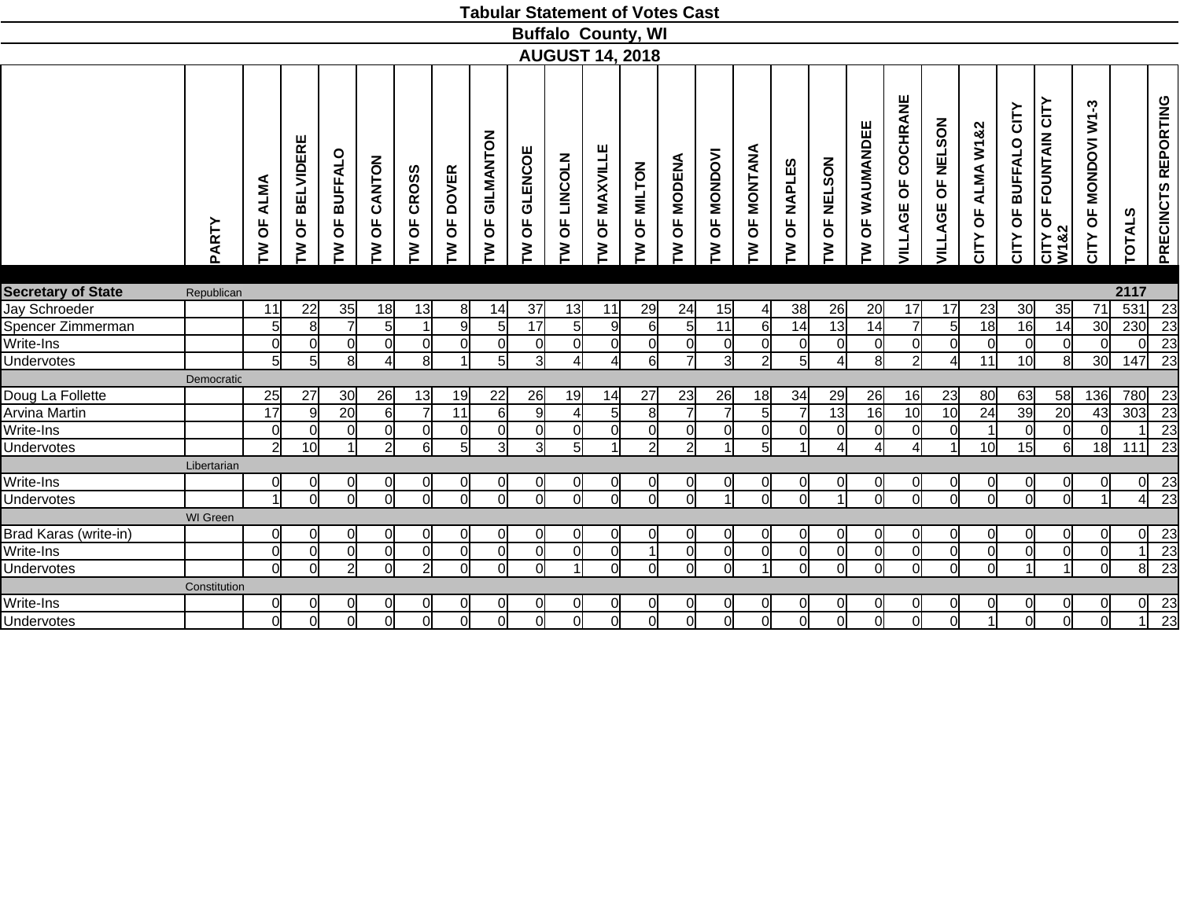# Tabular Statement of Votes Cast

## Buffalo County, WI

## AUGUST 14, 2018

| | PARTY | TW OF ALMA | TW OF BELVIDERE | TW OF BUFFALO | TW OF CANTON | TW OF CROSS | TW OF DOVER | TW OF GILMANTON | TW OF GLENCOE | TW OF LINCOLN | TW OF MAXVILLE | TW OF MILTON | TW OF MODENA | TW OF MONDOVI | TW OF MONTANA | TW OF NAPLES | TW OF NELSON | TW OF WAUMANDEE | VILLAGE OF COCHRANE | VILLAGE OF NELSON | CITY OF ALMA W1&2 | CITY OF BUFFALO CITY | CITY OF FOUNTAIN CITY W1&2 | CITY OF MONDOVI W1-3 | TOTALS | PRECINCTS REPORTING |
|---|---|---|---|---|---|---|---|---|---|---|---|---|---|---|---|---|---|---|---|---|---|---|---|---|---|---|
| **Secretary of State** | Republican | | | | | | | | | | | | | | | | | | | | | | | | **2117** | |
| Jay Schroeder | | 11 | 22 | 35 | 18 | 13 | 8 | 14 | 37 | 13 | 11 | 29 | 24 | 15 | 4 | 38 | 26 | 20 | 17 | 17 | 23 | 30 | 35 | 71 | 531 | 23 |
| Spencer Zimmerman | | 5 | 8 | 7 | 5 | 1 | 9 | 5 | 17 | 5 | 9 | 6 | 5 | 11 | 6 | 14 | 13 | 14 | 7 | 5 | 18 | 16 | 14 | 30 | 230 | 23 |
| Write-Ins | | 0 | 0 | 0 | 0 | 0 | 0 | 0 | 0 | 0 | 0 | 0 | 0 | 0 | 0 | 0 | 0 | 0 | 0 | 0 | 0 | 0 | 0 | 0 | 0 | 23 |
| Undervotes | | 5 | 5 | 8 | 4 | 8 | 1 | 5 | 3 | 4 | 4 | 6 | 7 | 3 | 2 | 5 | 4 | 8 | 2 | 4 | 11 | 10 | 8 | 30 | 147 | 23 |
| | Democratic | | | | | | | | | | | | | | | | | | | | | | | | | |
| Doug La Follette | | 25 | 27 | 30 | 26 | 13 | 19 | 22 | 26 | 19 | 14 | 27 | 23 | 26 | 18 | 34 | 29 | 26 | 16 | 23 | 80 | 63 | 58 | 136 | 780 | 23 |
| Arvina Martin | | 17 | 9 | 20 | 6 | 7 | 11 | 6 | 9 | 4 | 5 | 8 | 7 | 7 | 5 | 7 | 13 | 16 | 10 | 10 | 24 | 39 | 20 | 43 | 303 | 23 |
| Write-Ins | | 0 | 0 | 0 | 0 | 0 | 0 | 0 | 0 | 0 | 0 | 0 | 0 | 0 | 0 | 0 | 0 | 0 | 0 | 0 | 1 | 0 | 0 | 0 | 1 | 23 |
| Undervotes | | 2 | 10 | 1 | 2 | 6 | 5 | 3 | 3 | 5 | 1 | 2 | 2 | 1 | 5 | 1 | 4 | 4 | 4 | 1 | 10 | 15 | 6 | 18 | 111 | 23 |
| | Libertarian | | | | | | | | | | | | | | | | | | | | | | | | | |
| Write-Ins | | 0 | 0 | 0 | 0 | 0 | 0 | 0 | 0 | 0 | 0 | 0 | 0 | 0 | 0 | 0 | 0 | 0 | 0 | 0 | 0 | 0 | 0 | 0 | 0 | 23 |
| Undervotes | | 1 | 0 | 0 | 0 | 0 | 0 | 0 | 0 | 0 | 0 | 0 | 0 | 1 | 0 | 0 | 1 | 0 | 0 | 0 | 0 | 0 | 0 | 1 | 4 | 23 |
| | WI Green | | | | | | | | | | | | | | | | | | | | | | | | | |
| Brad Karas (write-in) | | 0 | 0 | 0 | 0 | 0 | 0 | 0 | 0 | 0 | 0 | 0 | 0 | 0 | 0 | 0 | 0 | 0 | 0 | 0 | 0 | 0 | 0 | 0 | 0 | 23 |
| Write-Ins | | 0 | 0 | 0 | 0 | 0 | 0 | 0 | 0 | 0 | 0 | 1 | 0 | 0 | 0 | 0 | 0 | 0 | 0 | 0 | 0 | 0 | 0 | 0 | 1 | 23 |
| Undervotes | | 0 | 0 | 2 | 0 | 2 | 0 | 0 | 0 | 1 | 0 | 0 | 0 | 0 | 1 | 0 | 0 | 0 | 0 | 0 | 0 | 1 | 1 | 0 | 8 | 23 |
| | Constitution | | | | | | | | | | | | | | | | | | | | | | | | | |
| Write-Ins | | 0 | 0 | 0 | 0 | 0 | 0 | 0 | 0 | 0 | 0 | 0 | 0 | 0 | 0 | 0 | 0 | 0 | 0 | 0 | 0 | 0 | 0 | 0 | 0 | 23 |
| Undervotes | | 0 | 0 | 0 | 0 | 0 | 0 | 0 | 0 | 0 | 0 | 0 | 0 | 0 | 0 | 0 | 0 | 0 | 0 | 0 | 1 | 0 | 0 | 0 | 1 | 23 |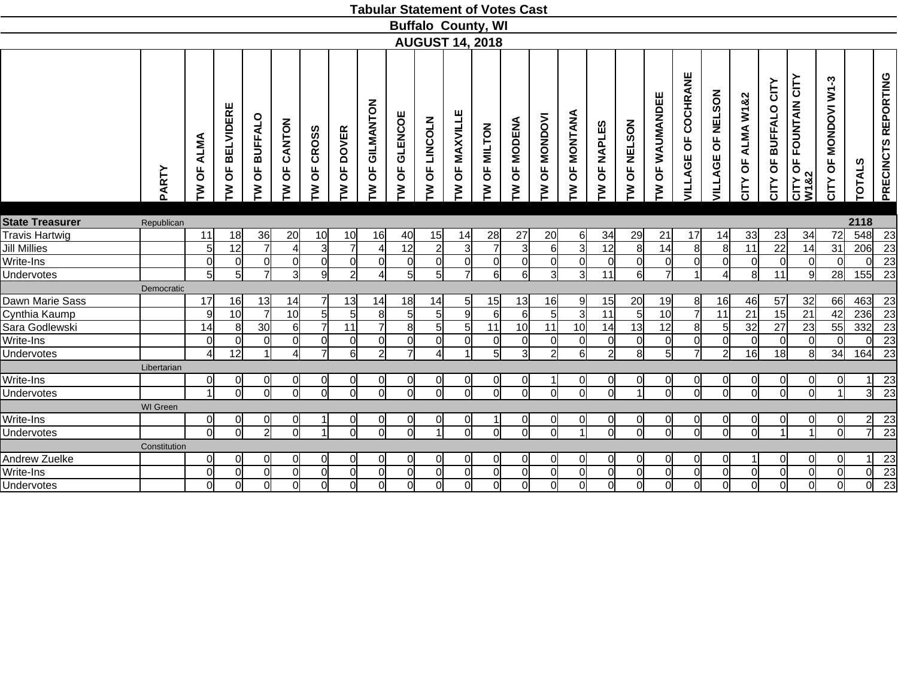**Tabular Statement of Votes Cast**

**Buffalo County, WI**

**AUGUST 14, 2018**

| | PARTY | TW OF ALMA | TW OF BELVIDERE | TW OF BUFFALO | TW OF CANTON | TW OF CROSS | TW OF DOVER | TW OF GILMANTON | TW OF GLENCOE | TW OF LINCOLN | TW OF MAXVILLE | TW OF MILTON | TW OF MODENA | TW OF MONDOVI | TW OF MONTANA | TW OF NAPLES | TW OF NELSON | TW OF WAUMANDEE | VILLAGE OF COCHRANE | VILLAGE OF NELSON | CITY OF ALMA W1&2 | CITY OF BUFFALO CITY | CITY OF FOUNTAIN CITY W1&2 | CITY OF MONDOVI W1-3 | TOTALS | PRECINCTS REPORTING |
|---|---|---|---|---|---|---|---|---|---|---|---|---|---|---|---|---|---|---|---|---|---|---|---|---|---|---|
| **State Treasurer** | Republican | | | | | | | | | | | | | | | | | | | | | | | | **2118** | |
| Travis Hartwig | | 11 | 18 | 36 | 20 | 10 | 10 | 16 | 40 | 15 | 14 | 28 | 27 | 20 | 6 | 34 | 29 | 21 | 17 | 14 | 33 | 23 | 34 | 72 | 548 | 23 |
| Jill Millies | | 5 | 12 | 7 | 4 | 3 | 7 | 4 | 12 | 2 | 3 | 7 | 3 | 6 | 3 | 12 | 8 | 14 | 8 | 8 | 11 | 22 | 14 | 31 | 206 | 23 |
| Write-Ins | | 0 | 0 | 0 | 0 | 0 | 0 | 0 | 0 | 0 | 0 | 0 | 0 | 0 | 0 | 0 | 0 | 0 | 0 | 0 | 0 | 0 | 0 | 0 | 0 | 23 |
| Undervotes | | 5 | 5 | 7 | 3 | 9 | 2 | 4 | 5 | 5 | 7 | 6 | 6 | 3 | 3 | 11 | 6 | 7 | 1 | 4 | 8 | 11 | 9 | 28 | 155 | 23 |
| | Democratic | | | | | | | | | | | | | | | | | | | | | | | | | |
| Dawn Marie Sass | | 17 | 16 | 13 | 14 | 7 | 13 | 14 | 18 | 14 | 5 | 15 | 13 | 16 | 9 | 15 | 20 | 19 | 8 | 16 | 46 | 57 | 32 | 66 | 463 | 23 |
| Cynthia Kaump | | 9 | 10 | 7 | 10 | 5 | 5 | 8 | 5 | 5 | 9 | 6 | 6 | 5 | 3 | 11 | 5 | 10 | 7 | 11 | 21 | 15 | 21 | 42 | 236 | 23 |
| Sara Godlewski | | 14 | 8 | 30 | 6 | 7 | 11 | 7 | 8 | 5 | 5 | 11 | 10 | 11 | 10 | 14 | 13 | 12 | 8 | 5 | 32 | 27 | 23 | 55 | 332 | 23 |
| Write-Ins | | 0 | 0 | 0 | 0 | 0 | 0 | 0 | 0 | 0 | 0 | 0 | 0 | 0 | 0 | 0 | 0 | 0 | 0 | 0 | 0 | 0 | 0 | 0 | 0 | 23 |
| Undervotes | | 4 | 12 | 1 | 4 | 7 | 6 | 2 | 7 | 4 | 1 | 5 | 3 | 2 | 6 | 2 | 8 | 5 | 7 | 2 | 16 | 18 | 8 | 34 | 164 | 23 |
| | Libertarian | | | | | | | | | | | | | | | | | | | | | | | | | |
| Write-Ins | | 0 | 0 | 0 | 0 | 0 | 0 | 0 | 0 | 0 | 0 | 0 | 0 | 1 | 0 | 0 | 0 | 0 | 0 | 0 | 0 | 0 | 0 | 0 | 1 | 23 |
| Undervotes | | 1 | 0 | 0 | 0 | 0 | 0 | 0 | 0 | 0 | 0 | 0 | 0 | 0 | 0 | 0 | 1 | 0 | 0 | 0 | 0 | 0 | 0 | 1 | 3 | 23 |
| | WI Green | | | | | | | | | | | | | | | | | | | | | | | | | |
| Write-Ins | | 0 | 0 | 0 | 0 | 1 | 0 | 0 | 0 | 0 | 0 | 1 | 0 | 0 | 0 | 0 | 0 | 0 | 0 | 0 | 0 | 0 | 0 | 0 | 2 | 23 |
| Undervotes | | 0 | 0 | 2 | 0 | 1 | 0 | 0 | 0 | 1 | 0 | 0 | 0 | 0 | 1 | 0 | 0 | 0 | 0 | 0 | 0 | 1 | 1 | 0 | 7 | 23 |
| | Constitution | | | | | | | | | | | | | | | | | | | | | | | | | |
| Andrew Zuelke | | 0 | 0 | 0 | 0 | 0 | 0 | 0 | 0 | 0 | 0 | 0 | 0 | 0 | 0 | 0 | 0 | 0 | 0 | 0 | 1 | 0 | 0 | 0 | 1 | 23 |
| Write-Ins | | 0 | 0 | 0 | 0 | 0 | 0 | 0 | 0 | 0 | 0 | 0 | 0 | 0 | 0 | 0 | 0 | 0 | 0 | 0 | 0 | 0 | 0 | 0 | 0 | 23 |
| Undervotes | | 0 | 0 | 0 | 0 | 0 | 0 | 0 | 0 | 0 | 0 | 0 | 0 | 0 | 0 | 0 | 0 | 0 | 0 | 0 | 0 | 0 | 0 | 0 | 0 | 23 |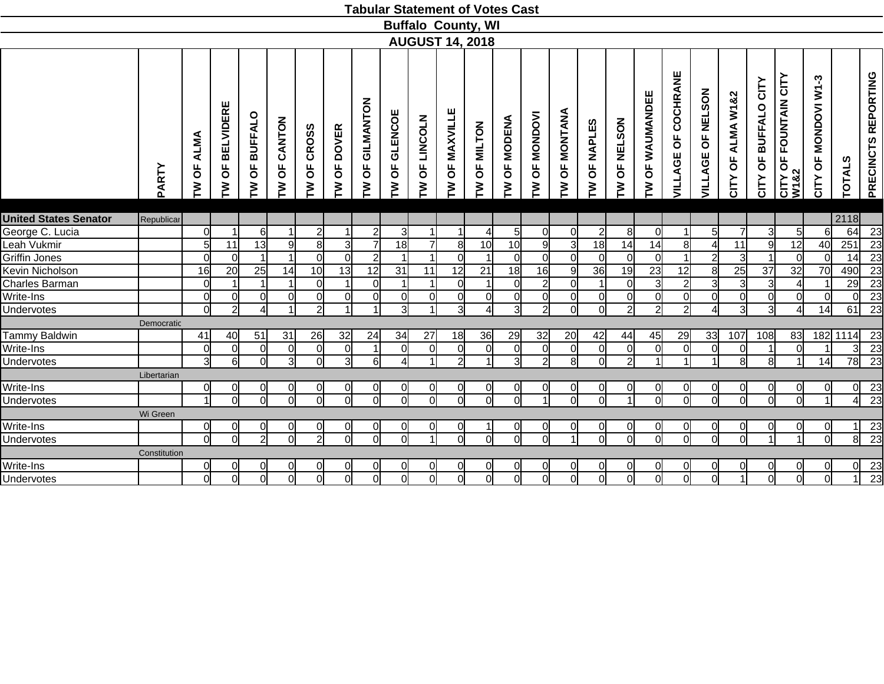# Tabular Statement of Votes Cast

## Buffalo County, WI

### AUGUST 14, 2018

| | PARTY | TW OF ALMA | TW OF BELVIDERE | TW OF BUFFALO | TW OF CANTON | TW OF CROSS | TW OF DOVER | TW OF GILMANTON | TW OF GLENCOE | TW OF LINCOLN | TW OF MAXVILLE | TW OF MILTON | TW OF MODENA | TW OF MONDOVI | TW OF MONTANA | TW OF NAPLES | TW OF NELSON | TW OF WAUMANDEE | VILLAGE OF COCHRANE | VILLAGE OF NELSON | CITY OF ALMA W1&2 | CITY OF BUFFALO CITY | CITY OF FOUNTAIN CITY W1&2 | CITY OF MONDOVI W1-3 | TOTALS | PRECINCTS REPORTING |
|---|---|---|---|---|---|---|---|---|---|---|---|---|---|---|---|---|---|---|---|---|---|---|---|---|---|---|
| **United States Senator** | Republican | | | | | | | | | | | | | | | | | | | | | | | | 2118 | |
| George C. Lucia | | 0 | 1 | 6 | 1 | 2 | 1 | 2 | 3 | 1 | 1 | 4 | 5 | 0 | 0 | 2 | 8 | 0 | 1 | 5 | 7 | 3 | 5 | 6 | 64 | 23 |
| Leah Vukmir | | 5 | 11 | 13 | 9 | 8 | 3 | 7 | 18 | 7 | 8 | 10 | 10 | 9 | 3 | 18 | 14 | 14 | 8 | 4 | 11 | 9 | 12 | 40 | 251 | 23 |
| Griffin Jones | | 0 | 0 | 1 | 1 | 0 | 0 | 2 | 1 | 1 | 0 | 1 | 0 | 0 | 0 | 0 | 0 | 0 | 1 | 2 | 3 | 1 | 0 | 0 | 14 | 23 |
| Kevin Nicholson | | 16 | 20 | 25 | 14 | 10 | 13 | 12 | 31 | 11 | 12 | 21 | 18 | 16 | 9 | 36 | 19 | 23 | 12 | 8 | 25 | 37 | 32 | 70 | 490 | 23 |
| Charles Barman | | 0 | 1 | 1 | 1 | 0 | 1 | 0 | 1 | 1 | 0 | 1 | 0 | 2 | 0 | 1 | 0 | 3 | 2 | 3 | 3 | 3 | 4 | 1 | 29 | 23 |
| Write-Ins | | 0 | 0 | 0 | 0 | 0 | 0 | 0 | 0 | 0 | 0 | 0 | 0 | 0 | 0 | 0 | 0 | 0 | 0 | 0 | 0 | 0 | 0 | 0 | 0 | 23 |
| Undervotes | | 0 | 2 | 4 | 1 | 2 | 1 | 1 | 3 | 1 | 3 | 4 | 3 | 2 | 0 | 0 | 2 | 2 | 2 | 4 | 3 | 3 | 4 | 14 | 61 | 23 |
| | Democratic | | | | | | | | | | | | | | | | | | | | | | | | | |
| Tammy Baldwin | | 41 | 40 | 51 | 31 | 26 | 32 | 24 | 34 | 27 | 18 | 36 | 29 | 32 | 20 | 42 | 44 | 45 | 29 | 33 | 107 | 108 | 83 | 182 | 1114 | 23 |
| Write-Ins | | 0 | 0 | 0 | 0 | 0 | 0 | 1 | 0 | 0 | 0 | 0 | 0 | 0 | 0 | 0 | 0 | 0 | 0 | 0 | 0 | 1 | 0 | 1 | 3 | 23 |
| Undervotes | | 3 | 6 | 0 | 3 | 0 | 3 | 6 | 4 | 1 | 2 | 1 | 3 | 2 | 8 | 0 | 2 | 1 | 1 | 1 | 8 | 8 | 1 | 14 | 78 | 23 |
| | Libertarian | | | | | | | | | | | | | | | | | | | | | | | | | |
| Write-Ins | | 0 | 0 | 0 | 0 | 0 | 0 | 0 | 0 | 0 | 0 | 0 | 0 | 0 | 0 | 0 | 0 | 0 | 0 | 0 | 0 | 0 | 0 | 0 | 0 | 23 |
| Undervotes | | 1 | 0 | 0 | 0 | 0 | 0 | 0 | 0 | 0 | 0 | 0 | 0 | 1 | 0 | 0 | 1 | 0 | 0 | 0 | 0 | 0 | 0 | 1 | 4 | 23 |
| | Wi Green | | | | | | | | | | | | | | | | | | | | | | | | | |
| Write-Ins | | 0 | 0 | 0 | 0 | 0 | 0 | 0 | 0 | 0 | 0 | 1 | 0 | 0 | 0 | 0 | 0 | 0 | 0 | 0 | 0 | 0 | 0 | 0 | 1 | 23 |
| Undervotes | | 0 | 0 | 2 | 0 | 2 | 0 | 0 | 0 | 1 | 0 | 0 | 0 | 0 | 1 | 0 | 0 | 0 | 0 | 0 | 0 | 1 | 1 | 0 | 8 | 23 |
| | Constitution | | | | | | | | | | | | | | | | | | | | | | | | | |
| Write-Ins | | 0 | 0 | 0 | 0 | 0 | 0 | 0 | 0 | 0 | 0 | 0 | 0 | 0 | 0 | 0 | 0 | 0 | 0 | 0 | 0 | 0 | 0 | 0 | 0 | 23 |
| Undervotes | | 0 | 0 | 0 | 0 | 0 | 0 | 0 | 0 | 0 | 0 | 0 | 0 | 0 | 0 | 0 | 0 | 0 | 0 | 0 | 1 | 0 | 0 | 0 | 1 | 23 |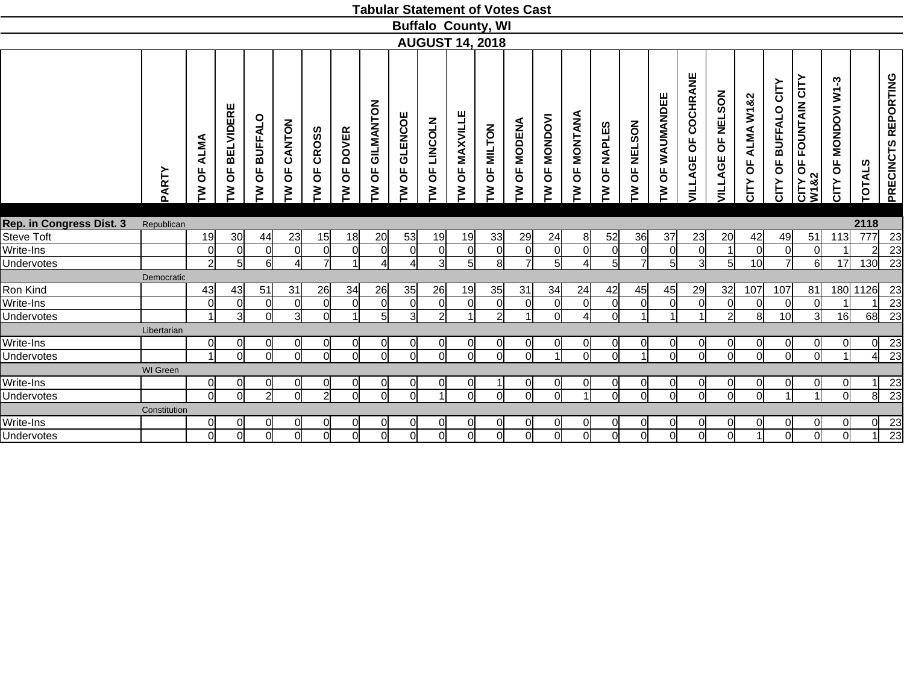# Tabular Statement of Votes Cast

## Buffalo County, WI

## AUGUST 14, 2018

| | PARTY | TW OF ALMA | TW OF BELVIDERE | TW OF BUFFALO | TW OF CANTON | TW OF CROSS | TW OF DOVER | TW OF GILMANTON | TW OF GLENCOE | TW OF LINCOLN | TW OF MAXVILLE | TW OF MILTON | TW OF MODENA | TW OF MONDOVI | TW OF MONTANA | TW OF NAPLES | TW OF NELSON | TW OF WAUMANDEE | VILLAGE OF COCHRANE | VILLAGE OF NELSON | CITY OF ALMA W1&2 | CITY OF BUFFALO CITY | CITY OF FOUNTAIN CITY W1&2 | CITY OF MONDOVI W1-3 | TOTALS | PRECINCTS REPORTING |
|---|---|---|---|---|---|---|---|---|---|---|---|---|---|---|---|---|---|---|---|---|---|---|---|---|---|---|
| **Rep. in Congress Dist. 3** | Republican | | | | | | | | | | | | | | | | | | | | | | | | **2118** | |
| Steve Toft | | 19 | 30 | 44 | 23 | 15 | 18 | 20 | 53 | 19 | 19 | 33 | 29 | 24 | 8 | 52 | 36 | 37 | 23 | 20 | 42 | 49 | 51 | 113 | 777 | 23 |
| Write-Ins | | 0 | 0 | 0 | 0 | 0 | 0 | 0 | 0 | 0 | 0 | 0 | 0 | 0 | 0 | 0 | 0 | 0 | 0 | 1 | 0 | 0 | 0 | 1 | 2 | 23 |
| Undervotes | | 2 | 5 | 6 | 4 | 7 | 1 | 4 | 4 | 3 | 5 | 8 | 7 | 5 | 4 | 5 | 7 | 5 | 3 | 5 | 10 | 7 | 6 | 17 | 130 | 23 |
| | Democratic | | | | | | | | | | | | | | | | | | | | | | | | | |
| Ron Kind | | 43 | 43 | 51 | 31 | 26 | 34 | 26 | 35 | 26 | 19 | 35 | 31 | 34 | 24 | 42 | 45 | 45 | 29 | 32 | 107 | 107 | 81 | 180 | 1126 | 23 |
| Write-Ins | | 0 | 0 | 0 | 0 | 0 | 0 | 0 | 0 | 0 | 0 | 0 | 0 | 0 | 0 | 0 | 0 | 0 | 0 | 0 | 0 | 0 | 0 | 1 | 1 | 23 |
| Undervotes | | 1 | 3 | 0 | 3 | 0 | 1 | 5 | 3 | 2 | 1 | 2 | 1 | 0 | 4 | 0 | 1 | 1 | 1 | 2 | 8 | 10 | 3 | 16 | 68 | 23 |
| | Libertarian | | | | | | | | | | | | | | | | | | | | | | | | | |
| Write-Ins | | 0 | 0 | 0 | 0 | 0 | 0 | 0 | 0 | 0 | 0 | 0 | 0 | 0 | 0 | 0 | 0 | 0 | 0 | 0 | 0 | 0 | 0 | 0 | 0 | 23 |
| Undervotes | | 1 | 0 | 0 | 0 | 0 | 0 | 0 | 0 | 0 | 0 | 0 | 0 | 1 | 0 | 0 | 1 | 0 | 0 | 0 | 0 | 0 | 0 | 1 | 4 | 23 |
| | WI Green | | | | | | | | | | | | | | | | | | | | | | | | | |
| Write-Ins | | 0 | 0 | 0 | 0 | 0 | 0 | 0 | 0 | 0 | 0 | 1 | 0 | 0 | 0 | 0 | 0 | 0 | 0 | 0 | 0 | 0 | 0 | 0 | 1 | 23 |
| Undervotes | | 0 | 0 | 2 | 0 | 2 | 0 | 0 | 0 | 1 | 0 | 0 | 0 | 0 | 1 | 0 | 0 | 0 | 0 | 0 | 0 | 1 | 1 | 0 | 8 | 23 |
| | Constitution | | | | | | | | | | | | | | | | | | | | | | | | | |
| Write-Ins | | 0 | 0 | 0 | 0 | 0 | 0 | 0 | 0 | 0 | 0 | 0 | 0 | 0 | 0 | 0 | 0 | 0 | 0 | 0 | 0 | 0 | 0 | 0 | 0 | 23 |
| Undervotes | | 0 | 0 | 0 | 0 | 0 | 0 | 0 | 0 | 0 | 0 | 0 | 0 | 0 | 0 | 0 | 0 | 0 | 0 | 0 | 1 | 0 | 0 | 0 | 1 | 23 |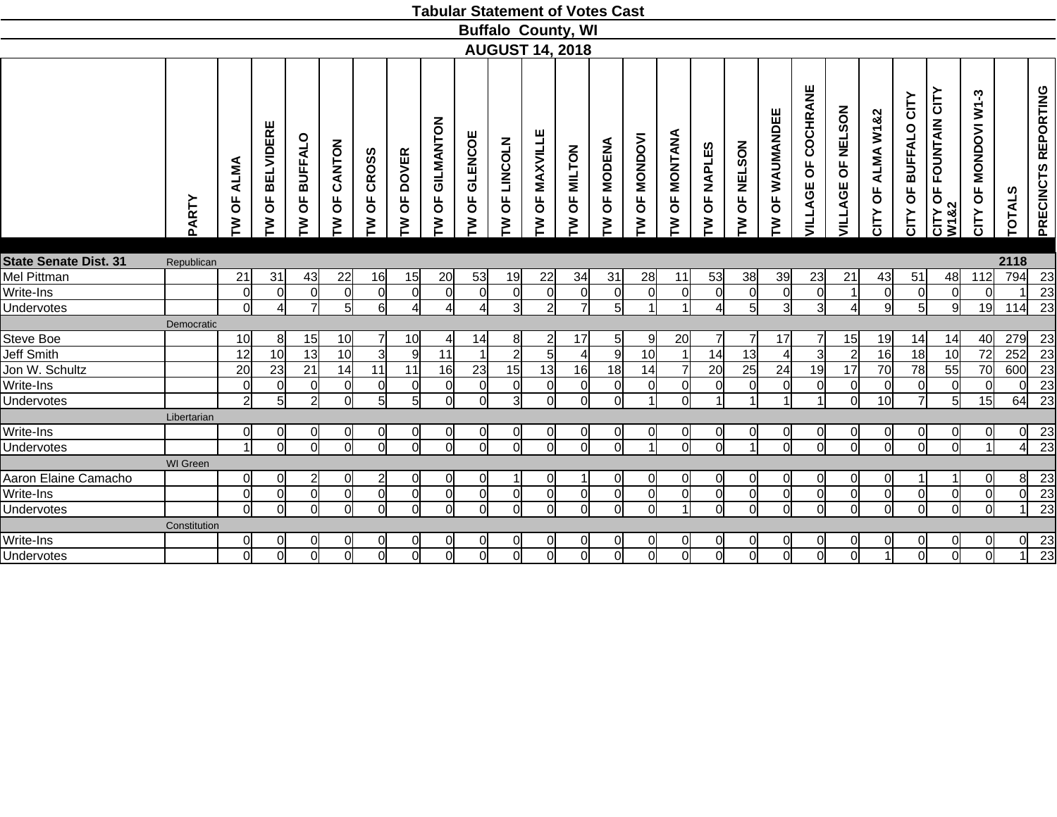# Tabular Statement of Votes Cast

## Buffalo County, WI

## AUGUST 14, 2018

| | PARTY | TW OF ALMA | TW OF BELVIDERE | TW OF BUFFALO | TW OF CANTON | TW OF CROSS | TW OF DOVER | TW OF GILMANTON | TW OF GLENCOE | TW OF LINCOLN | TW OF MAXVILLE | TW OF MILTON | TW OF MODENA | TW OF MONDOVI | TW OF MONTANA | TW OF NAPLES | TW OF NELSON | TW OF WAUMANDEE | VILLAGE OF COCHRANE | VILLAGE OF NELSON | CITY OF ALMA W1&2 | CITY OF BUFFALO CITY | CITY OF FOUNTAIN CITY W1&2 | CITY OF MONDOVI W1-3 | TOTALS | PRECINCTS REPORTING |
|---|---|---|---|---|---|---|---|---|---|---|---|---|---|---|---|---|---|---|---|---|---|---|---|---|---|---|
| **State Senate Dist. 31** | Republican | | | | | | | | | | | | | | | | | | | | | | | | **2118** | |
| Mel Pittman | | 21 | 31 | 43 | 22 | 16 | 15 | 20 | 53 | 19 | 22 | 34 | 31 | 28 | 11 | 53 | 38 | 39 | 23 | 21 | 43 | 51 | 48 | 112 | 794 | 23 |
| Write-Ins | | 0 | 0 | 0 | 0 | 0 | 0 | 0 | 0 | 0 | 0 | 0 | 0 | 0 | 0 | 0 | 0 | 0 | 0 | 1 | 0 | 0 | 0 | 0 | 1 | 23 |
| Undervotes | | 0 | 4 | 7 | 5 | 6 | 4 | 4 | 4 | 3 | 2 | 7 | 5 | 1 | 1 | 4 | 5 | 3 | 3 | 4 | 9 | 5 | 9 | 19 | 114 | 23 |
| | Democratic | | | | | | | | | | | | | | | | | | | | | | | | | |
| Steve Boe | | 10 | 8 | 15 | 10 | 7 | 10 | 4 | 14 | 8 | 2 | 17 | 5 | 9 | 20 | 7 | 7 | 17 | 7 | 15 | 19 | 14 | 14 | 40 | 279 | 23 |
| Jeff Smith | | 12 | 10 | 13 | 10 | 3 | 9 | 11 | 1 | 2 | 5 | 4 | 9 | 10 | 1 | 14 | 13 | 4 | 3 | 2 | 16 | 18 | 10 | 72 | 252 | 23 |
| Jon W. Schultz | | 20 | 23 | 21 | 14 | 11 | 11 | 16 | 23 | 15 | 13 | 16 | 18 | 14 | 7 | 20 | 25 | 24 | 19 | 17 | 70 | 78 | 55 | 70 | 600 | 23 |
| Write-Ins | | 0 | 0 | 0 | 0 | 0 | 0 | 0 | 0 | 0 | 0 | 0 | 0 | 0 | 0 | 0 | 0 | 0 | 0 | 0 | 0 | 0 | 0 | 0 | 0 | 23 |
| Undervotes | | 2 | 5 | 2 | 0 | 5 | 5 | 0 | 0 | 3 | 0 | 0 | 0 | 1 | 0 | 1 | 1 | 1 | 1 | 0 | 10 | 7 | 5 | 15 | 64 | 23 |
| | Libertarian | | | | | | | | | | | | | | | | | | | | | | | | | |
| Write-Ins | | 0 | 0 | 0 | 0 | 0 | 0 | 0 | 0 | 0 | 0 | 0 | 0 | 0 | 0 | 0 | 0 | 0 | 0 | 0 | 0 | 0 | 0 | 0 | 0 | 23 |
| Undervotes | | 1 | 0 | 0 | 0 | 0 | 0 | 0 | 0 | 0 | 0 | 0 | 0 | 1 | 0 | 0 | 1 | 0 | 0 | 0 | 0 | 0 | 0 | 1 | 4 | 23 |
| | WI Green | | | | | | | | | | | | | | | | | | | | | | | | | |
| Aaron Elaine Camacho | | 0 | 0 | 2 | 0 | 2 | 0 | 0 | 0 | 1 | 0 | 1 | 0 | 0 | 0 | 0 | 0 | 0 | 0 | 0 | 0 | 1 | 1 | 0 | 8 | 23 |
| Write-Ins | | 0 | 0 | 0 | 0 | 0 | 0 | 0 | 0 | 0 | 0 | 0 | 0 | 0 | 0 | 0 | 0 | 0 | 0 | 0 | 0 | 0 | 0 | 0 | 0 | 23 |
| Undervotes | | 0 | 0 | 0 | 0 | 0 | 0 | 0 | 0 | 0 | 0 | 0 | 0 | 0 | 1 | 0 | 0 | 0 | 0 | 0 | 0 | 0 | 0 | 0 | 1 | 23 |
| | Constitution | | | | | | | | | | | | | | | | | | | | | | | | | |
| Write-Ins | | 0 | 0 | 0 | 0 | 0 | 0 | 0 | 0 | 0 | 0 | 0 | 0 | 0 | 0 | 0 | 0 | 0 | 0 | 0 | 0 | 0 | 0 | 0 | 0 | 23 |
| Undervotes | | 0 | 0 | 0 | 0 | 0 | 0 | 0 | 0 | 0 | 0 | 0 | 0 | 0 | 0 | 0 | 0 | 0 | 0 | 0 | 1 | 0 | 0 | 0 | 1 | 23 |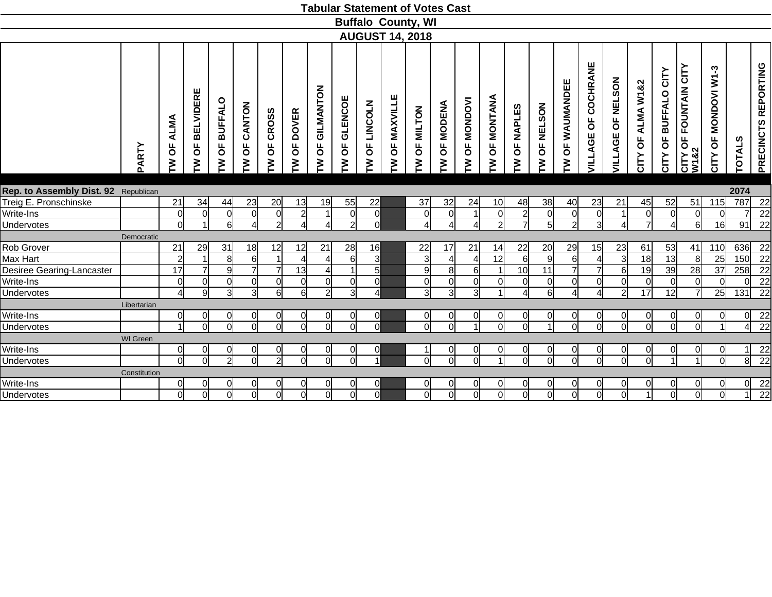# Tabular Statement of Votes Cast

## Buffalo County, WI

## AUGUST 14, 2018

| | PARTY | TW OF ALMA | TW OF BELVIDERE | TW OF BUFFALO | TW OF CANTON | TW OF CROSS | TW OF DOVER | TW OF GILMANTON | TW OF GLENCOE | TW OF LINCOLN | TW OF MAXVILLE | TW OF MILTON | TW OF MODENA | TW OF MONDOVI | TW OF MONTANA | TW OF NAPLES | TW OF NELSON | TW OF WAUMANDEE | VILLAGE OF COCHRANE | VILLAGE OF NELSON | CITY OF ALMA W1&2 | CITY OF BUFFALO CITY | CITY OF FOUNTAIN CITY W1&2 | CITY OF MONDOVI W1-3 | TOTALS | PRECINCTS REPORTING |
|---|---|---|---|---|---|---|---|---|---|---|---|---|---|---|---|---|---|---|---|---|---|---|---|---|---|---|
| **Rep. to Assembly Dist. 92** | Republican | | | | | | | | | | | | | | | | | | | | | | | | **2074** | |
| Treig E. Pronschinske | | 21 | 34 | 44 | 23 | 20 | 13 | 19 | 55 | 22 | | 37 | 32 | 24 | 10 | 48 | 38 | 40 | 23 | 21 | 45 | 52 | 51 | 115 | 787 | 22 |
| Write-Ins | | 0 | 0 | 0 | 0 | 0 | 2 | 1 | 0 | 0 | | 0 | 0 | 1 | 0 | 2 | 0 | 0 | 0 | 1 | 0 | 0 | 0 | 0 | 7 | 22 |
| Undervotes | | 0 | 1 | 6 | 4 | 2 | 4 | 4 | 2 | 0 | | 4 | 4 | 4 | 2 | 7 | 5 | 2 | 3 | 4 | 7 | 4 | 6 | 16 | 91 | 22 |
| | Democratic | | | | | | | | | | | | | | | | | | | | | | | | | |
| Rob Grover | | 21 | 29 | 31 | 18 | 12 | 12 | 21 | 28 | 16 | | 22 | 17 | 21 | 14 | 22 | 20 | 29 | 15 | 23 | 61 | 53 | 41 | 110 | 636 | 22 |
| Max Hart | | 2 | 1 | 8 | 6 | 1 | 4 | 4 | 6 | 3 | | 3 | 4 | 4 | 12 | 6 | 9 | 6 | 4 | 3 | 18 | 13 | 8 | 25 | 150 | 22 |
| Desiree Gearing-Lancaster | | 17 | 7 | 9 | 7 | 7 | 13 | 4 | 1 | 5 | | 9 | 8 | 6 | 1 | 10 | 11 | 7 | 7 | 6 | 19 | 39 | 28 | 37 | 258 | 22 |
| Write-Ins | | 0 | 0 | 0 | 0 | 0 | 0 | 0 | 0 | 0 | | 0 | 0 | 0 | 0 | 0 | 0 | 0 | 0 | 0 | 0 | 0 | 0 | 0 | 0 | 22 |
| Undervotes | | 4 | 9 | 3 | 3 | 6 | 6 | 2 | 3 | 4 | | 3 | 3 | 3 | 1 | 4 | 6 | 4 | 4 | 2 | 17 | 12 | 7 | 25 | 131 | 22 |
| | Libertarian | | | | | | | | | | | | | | | | | | | | | | | | | |
| Write-Ins | | 0 | 0 | 0 | 0 | 0 | 0 | 0 | 0 | 0 | | 0 | 0 | 0 | 0 | 0 | 0 | 0 | 0 | 0 | 0 | 0 | 0 | 0 | 0 | 22 |
| Undervotes | | 1 | 0 | 0 | 0 | 0 | 0 | 0 | 0 | 0 | | 0 | 0 | 1 | 0 | 0 | 1 | 0 | 0 | 0 | 0 | 0 | 0 | 1 | 4 | 22 |
| | WI Green | | | | | | | | | | | | | | | | | | | | | | | | | |
| Write-Ins | | 0 | 0 | 0 | 0 | 0 | 0 | 0 | 0 | 0 | | 1 | 0 | 0 | 0 | 0 | 0 | 0 | 0 | 0 | 0 | 0 | 0 | 0 | 1 | 22 |
| Undervotes | | 0 | 0 | 2 | 0 | 2 | 0 | 0 | 0 | 1 | | 0 | 0 | 0 | 1 | 0 | 0 | 0 | 0 | 0 | 0 | 1 | 1 | 0 | 8 | 22 |
| | Constitution | | | | | | | | | | | | | | | | | | | | | | | | | |
| Write-Ins | | 0 | 0 | 0 | 0 | 0 | 0 | 0 | 0 | 0 | | 0 | 0 | 0 | 0 | 0 | 0 | 0 | 0 | 0 | 0 | 0 | 0 | 0 | 0 | 22 |
| Undervotes | | 0 | 0 | 0 | 0 | 0 | 0 | 0 | 0 | 0 | | 0 | 0 | 0 | 0 | 0 | 0 | 0 | 0 | 0 | 1 | 0 | 0 | 0 | 1 | 22 |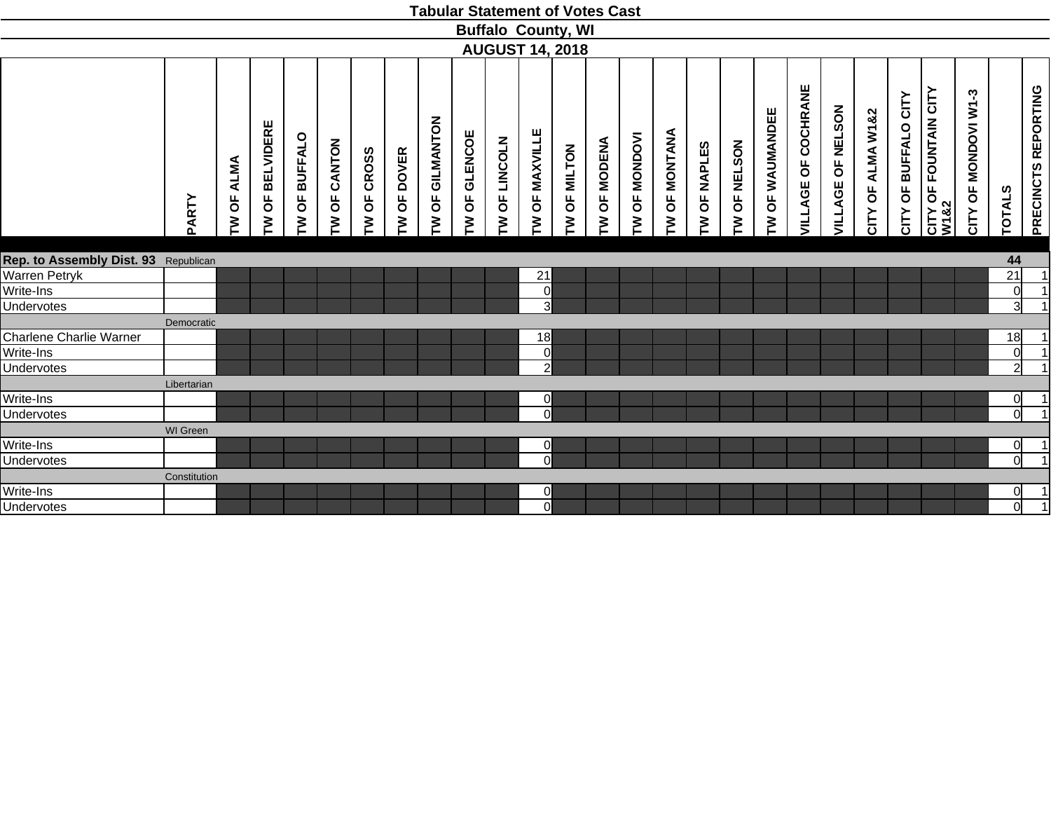# Tabular Statement of Votes Cast

## Buffalo County, WI

## AUGUST 14, 2018

| | PARTY | TW OF ALMA | TW OF BELVIDERE | TW OF BUFFALO | TW OF CANTON | TW OF CROSS | TW OF DOVER | TW OF GILMANTON | TW OF GLENCOE | TW OF LINCOLN | TW OF MAXVILLE | TW OF MILTON | TW OF MODENA | TW OF MONDOVI | TW OF MONTANA | TW OF NAPLES | TW OF NELSON | TW OF WAUMANDEE | VILLAGE OF COCHRANE | VILLAGE OF NELSON | CITY OF ALMA W1&2 | CITY OF BUFFALO CITY | CITY OF FOUNTAIN CITY W1&2 | CITY OF MONDOVI W1-3 | TOTALS | PRECINCTS REPORTING |
|---|---|---|---|---|---|---|---|---|---|---|---|---|---|---|---|---|---|---|---|---|---|---|---|---|---|---|
| **Rep. to Assembly Dist. 93** | Republican | | | | | | | | | | | | | | | | | | | | | | | | **44** | |
| Warren Petryk | | | | | | | | | | | 21 | | | | | | | | | | | | | | 21 | 1 |
| Write-Ins | | | | | | | | | | | 0 | | | | | | | | | | | | | | 0 | 1 |
| Undervotes | | | | | | | | | | | 3 | | | | | | | | | | | | | | 3 | 1 |
| | Democratic | | | | | | | | | | | | | | | | | | | | | | | | | |
| Charlene Charlie Warner | | | | | | | | | | | 18 | | | | | | | | | | | | | | 18 | 1 |
| Write-Ins | | | | | | | | | | | 0 | | | | | | | | | | | | | | 0 | 1 |
| Undervotes | | | | | | | | | | | 2 | | | | | | | | | | | | | | 2 | 1 |
| | Libertarian | | | | | | | | | | | | | | | | | | | | | | | | | |
| Write-Ins | | | | | | | | | | | 0 | | | | | | | | | | | | | | 0 | 1 |
| Undervotes | | | | | | | | | | | 0 | | | | | | | | | | | | | | 0 | 1 |
| | WI Green | | | | | | | | | | | | | | | | | | | | | | | | | |
| Write-Ins | | | | | | | | | | | 0 | | | | | | | | | | | | | | 0 | 1 |
| Undervotes | | | | | | | | | | | 0 | | | | | | | | | | | | | | 0 | 1 |
| | Constitution | | | | | | | | | | | | | | | | | | | | | | | | | |
| Write-Ins | | | | | | | | | | | 0 | | | | | | | | | | | | | | 0 | 1 |
| Undervotes | | | | | | | | | | | 0 | | | | | | | | | | | | | | 0 | 1 |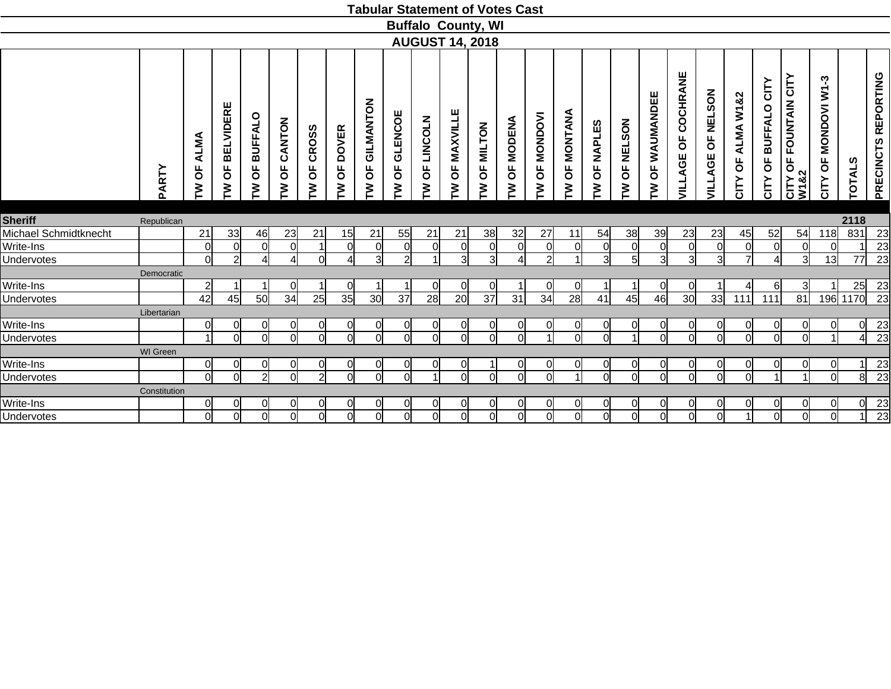# Tabular Statement of Votes Cast

## Buffalo County, WI

## AUGUST 14, 2018

| | PARTY | TW OF ALMA | TW OF BELVIDERE | TW OF BUFFALO | TW OF CANTON | TW OF CROSS | TW OF DOVER | TW OF GILMANTON | TW OF GLENCOE | TW OF LINCOLN | TW OF MAXVILLE | TW OF MILTON | TW OF MODENA | TW OF MONDOVI | TW OF MONTANA | TW OF NAPLES | TW OF NELSON | TW OF WAUMANDEE | VILLAGE OF COCHRANE | VILLAGE OF NELSON | CITY OF ALMA W1&2 | CITY OF BUFFALO CITY | CITY OF FOUNTAIN CITY W1&2 | CITY OF MONDOVI W1-3 | TOTALS | PRECINCTS REPORTING |
|---|---|---|---|---|---|---|---|---|---|---|---|---|---|---|---|---|---|---|---|---|---|---|---|---|---|---|
| **Sheriff** | Republican | | | | | | | | | | | | | | | | | | | | | | | | **2118** | |
| Michael Schmidtknecht | | 21 | 33 | 46 | 23 | 21 | 15 | 21 | 55 | 21 | 21 | 38 | 32 | 27 | 11 | 54 | 38 | 39 | 23 | 23 | 45 | 52 | 54 | 118 | 831 | 23 |
| Write-Ins | | 0 | 0 | 0 | 0 | 1 | 0 | 0 | 0 | 0 | 0 | 0 | 0 | 0 | 0 | 0 | 0 | 0 | 0 | 0 | 0 | 0 | 0 | 0 | 1 | 23 |
| Undervotes | | 0 | 2 | 4 | 4 | 0 | 4 | 3 | 2 | 1 | 3 | 3 | 4 | 2 | 1 | 3 | 5 | 3 | 3 | 3 | 7 | 4 | 3 | 13 | 77 | 23 |
| | Democratic | | | | | | | | | | | | | | | | | | | | | | | | | |
| Write-Ins | | 2 | 1 | 1 | 0 | 1 | 0 | 1 | 1 | 0 | 0 | 0 | 1 | 0 | 0 | 1 | 1 | 0 | 0 | 1 | 4 | 6 | 3 | 1 | 25 | 23 |
| Undervotes | | 42 | 45 | 50 | 34 | 25 | 35 | 30 | 37 | 28 | 20 | 37 | 31 | 34 | 28 | 41 | 45 | 46 | 30 | 33 | 111 | 111 | 81 | 196 | 1170 | 23 |
| | Libertarian | | | | | | | | | | | | | | | | | | | | | | | | | |
| Write-Ins | | 0 | 0 | 0 | 0 | 0 | 0 | 0 | 0 | 0 | 0 | 0 | 0 | 0 | 0 | 0 | 0 | 0 | 0 | 0 | 0 | 0 | 0 | 0 | 0 | 23 |
| Undervotes | | 1 | 0 | 0 | 0 | 0 | 0 | 0 | 0 | 0 | 0 | 0 | 0 | 1 | 0 | 0 | 1 | 0 | 0 | 0 | 0 | 0 | 0 | 1 | 4 | 23 |
| | WI Green | | | | | | | | | | | | | | | | | | | | | | | | | |
| Write-Ins | | 0 | 0 | 0 | 0 | 0 | 0 | 0 | 0 | 0 | 0 | 1 | 0 | 0 | 0 | 0 | 0 | 0 | 0 | 0 | 0 | 0 | 0 | 0 | 1 | 23 |
| Undervotes | | 0 | 0 | 2 | 0 | 2 | 0 | 0 | 0 | 1 | 0 | 0 | 0 | 0 | 1 | 0 | 0 | 0 | 0 | 0 | 0 | 1 | 1 | 0 | 8 | 23 |
| | Constitution | | | | | | | | | | | | | | | | | | | | | | | | | |
| Write-Ins | | 0 | 0 | 0 | 0 | 0 | 0 | 0 | 0 | 0 | 0 | 0 | 0 | 0 | 0 | 0 | 0 | 0 | 0 | 0 | 0 | 0 | 0 | 0 | 0 | 23 |
| Undervotes | | 0 | 0 | 0 | 0 | 0 | 0 | 0 | 0 | 0 | 0 | 0 | 0 | 0 | 0 | 0 | 0 | 0 | 0 | 0 | 1 | 0 | 0 | 0 | 1 | 23 |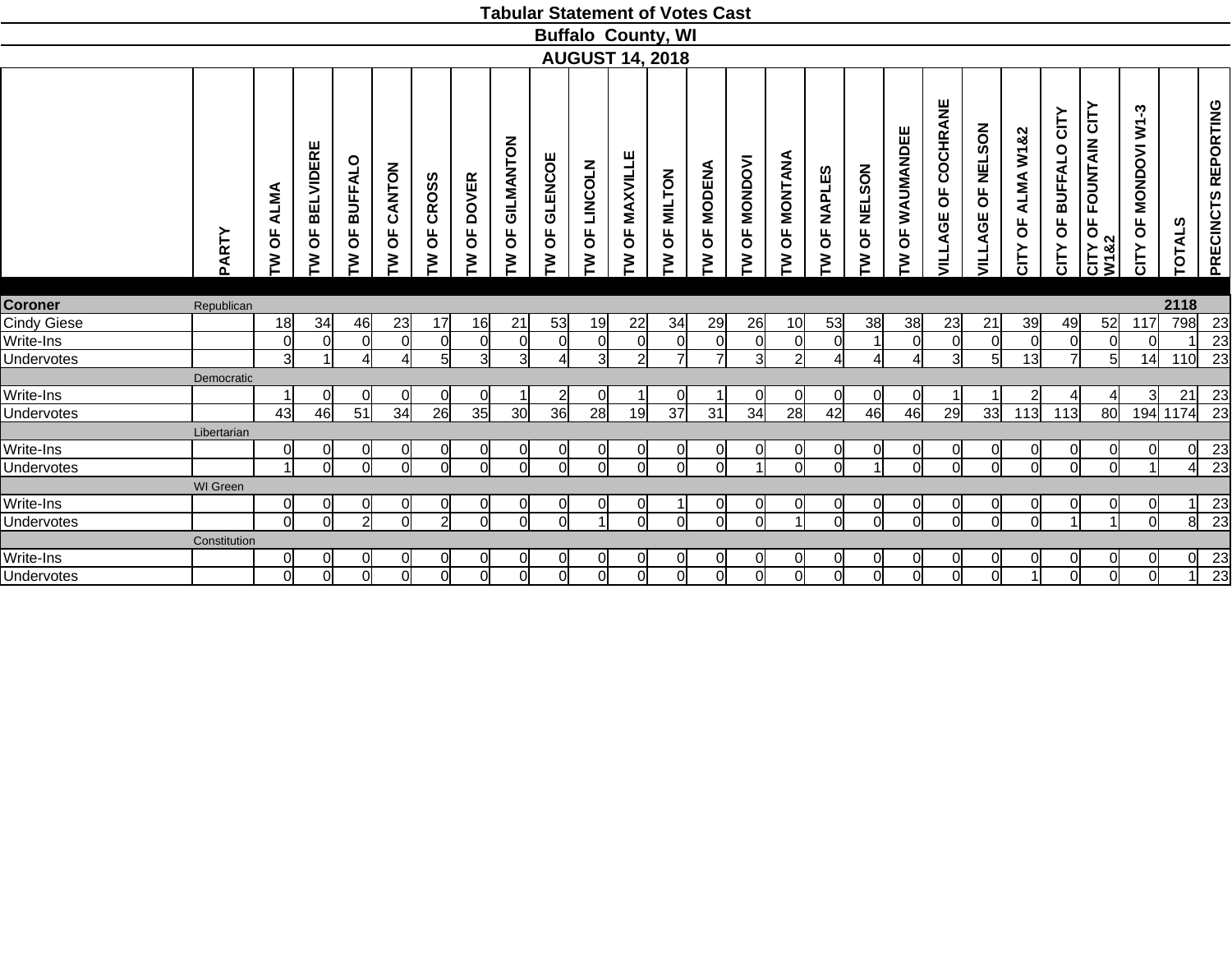# Tabular Statement of Votes Cast

## Buffalo County, WI

## AUGUST 14, 2018

| | PARTY | TW OF ALMA | TW OF BELVIDERE | TW OF BUFFALO | TW OF CANTON | TW OF CROSS | TW OF DOVER | TW OF GILMANTON | TW OF GLENCOE | TW OF LINCOLN | TW OF MAXVILLE | TW OF MILTON | TW OF MODENA | TW OF MONDOVI | TW OF MONTANA | TW OF NAPLES | TW OF NELSON | TW OF WAUMANDEE | VILLAGE OF COCHRANE | VILLAGE OF NELSON | CITY OF ALMA W1&2 | CITY OF BUFFALO CITY | CITY OF FOUNTAIN CITY W1&2 | CITY OF MONDOVI W1-3 | TOTALS | PRECINCTS REPORTING |
|---|---|---|---|---|---|---|---|---|---|---|---|---|---|---|---|---|---|---|---|---|---|---|---|---|---|---|
| **Coroner** | Republican | | | | | | | | | | | | | | | | | | | | | | | | 2118 | |
| Cindy Giese | | 18 | 34 | 46 | 23 | 17 | 16 | 21 | 53 | 19 | 22 | 34 | 29 | 26 | 10 | 53 | 38 | 38 | 23 | 21 | 39 | 49 | 52 | 117 | 798 | 23 |
| Write-Ins | | 0 | 0 | 0 | 0 | 0 | 0 | 0 | 0 | 0 | 0 | 0 | 0 | 0 | 0 | 0 | 1 | 0 | 0 | 0 | 0 | 0 | 0 | 0 | 1 | 23 |
| Undervotes | | 3 | 1 | 4 | 4 | 5 | 3 | 3 | 4 | 3 | 2 | 7 | 7 | 3 | 2 | 4 | 4 | 4 | 3 | 5 | 13 | 7 | 5 | 14 | 110 | 23 |
| | Democratic | | | | | | | | | | | | | | | | | | | | | | | | | |
| Write-Ins | | 1 | 0 | 0 | 0 | 0 | 0 | 1 | 2 | 0 | 1 | 0 | 1 | 0 | 0 | 0 | 0 | 0 | 1 | 1 | 2 | 4 | 4 | 3 | 21 | 23 |
| Undervotes | | 43 | 46 | 51 | 34 | 26 | 35 | 30 | 36 | 28 | 19 | 37 | 31 | 34 | 28 | 42 | 46 | 46 | 29 | 33 | 113 | 113 | 80 | 194 | 1174 | 23 |
| | Libertarian | | | | | | | | | | | | | | | | | | | | | | | | | |
| Write-Ins | | 0 | 0 | 0 | 0 | 0 | 0 | 0 | 0 | 0 | 0 | 0 | 0 | 0 | 0 | 0 | 0 | 0 | 0 | 0 | 0 | 0 | 0 | 0 | 0 | 23 |
| Undervotes | | 1 | 0 | 0 | 0 | 0 | 0 | 0 | 0 | 0 | 0 | 0 | 0 | 1 | 0 | 0 | 1 | 0 | 0 | 0 | 0 | 0 | 0 | 1 | 4 | 23 |
| | WI Green | | | | | | | | | | | | | | | | | | | | | | | | | |
| Write-Ins | | 0 | 0 | 0 | 0 | 0 | 0 | 0 | 0 | 0 | 0 | 1 | 0 | 0 | 0 | 0 | 0 | 0 | 0 | 0 | 0 | 0 | 0 | 0 | 1 | 23 |
| Undervotes | | 0 | 0 | 2 | 0 | 2 | 0 | 0 | 0 | 1 | 0 | 0 | 0 | 0 | 1 | 0 | 0 | 0 | 0 | 0 | 0 | 1 | 1 | 0 | 8 | 23 |
| | Constitution | | | | | | | | | | | | | | | | | | | | | | | | | |
| Write-Ins | | 0 | 0 | 0 | 0 | 0 | 0 | 0 | 0 | 0 | 0 | 0 | 0 | 0 | 0 | 0 | 0 | 0 | 0 | 0 | 0 | 0 | 0 | 0 | 0 | 23 |
| Undervotes | | 0 | 0 | 0 | 0 | 0 | 0 | 0 | 0 | 0 | 0 | 0 | 0 | 0 | 0 | 0 | 0 | 0 | 0 | 0 | 1 | 0 | 0 | 0 | 1 | 23 |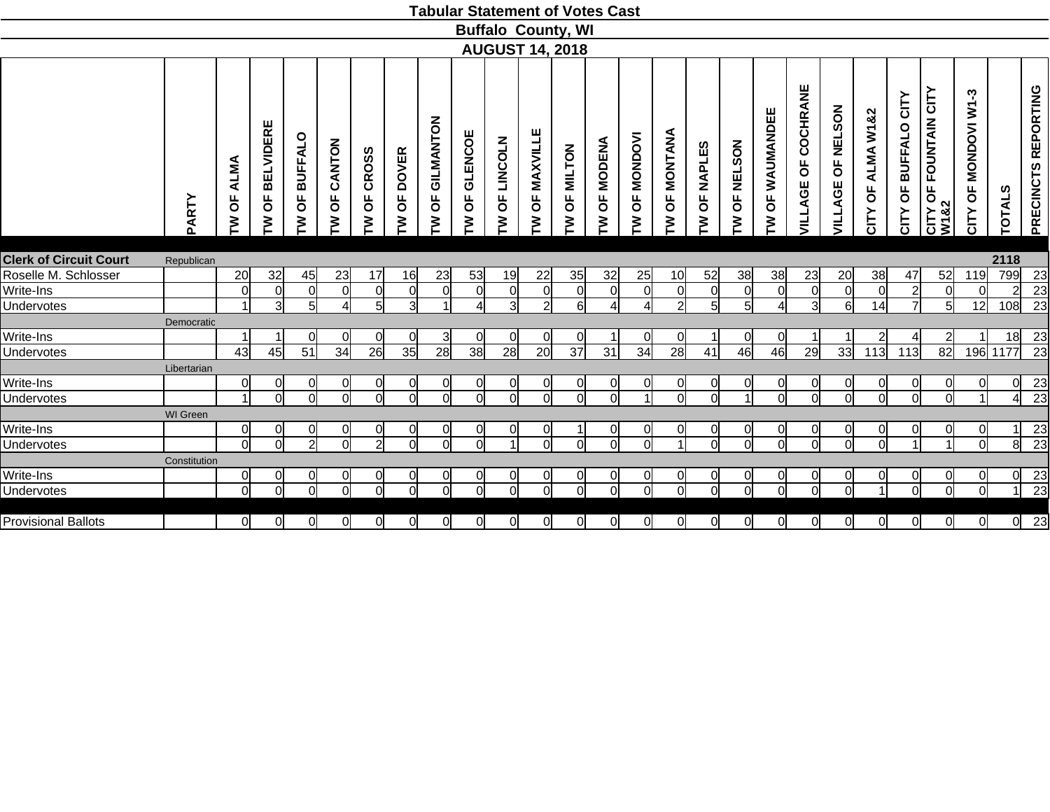**Tabular Statement of Votes Cast**

**Buffalo County, WI**

**AUGUST 14, 2018**

| | PARTY | TW OF ALMA | TW OF BELVIDERE | TW OF BUFFALO | TW OF CANTON | TW OF CROSS | TW OF DOVER | TW OF GILMANTON | TW OF GLENCOE | TW OF LINCOLN | TW OF MAXVILLE | TW OF MILTON | TW OF MODENA | TW OF MONDOVI | TW OF MONTANA | TW OF NAPLES | TW OF NELSON | TW OF WAUMANDEE | VILLAGE OF COCHRANE | VILLAGE OF NELSON | CITY OF ALMA W1&2 | CITY OF BUFFALO CITY | CITY OF FOUNTAIN CITY W1&2 | CITY OF MONDOVI W1-3 | TOTALS | PRECINCTS REPORTING |
|---|---|---|---|---|---|---|---|---|---|---|---|---|---|---|---|---|---|---|---|---|---|---|---|---|---|---|
| **Clerk of Circuit Court** | Republican | | | | | | | | | | | | | | | | | | | | | | | | **2118** | |
| Roselle M. Schlosser | | 20 | 32 | 45 | 23 | 17 | 16 | 23 | 53 | 19 | 22 | 35 | 32 | 25 | 10 | 52 | 38 | 38 | 23 | 20 | 38 | 47 | 52 | 119 | 799 | 23 |
| Write-Ins | | 0 | 0 | 0 | 0 | 0 | 0 | 0 | 0 | 0 | 0 | 0 | 0 | 0 | 0 | 0 | 0 | 0 | 0 | 0 | 0 | 2 | 0 | 0 | 2 | 23 |
| Undervotes | | 1 | 3 | 5 | 4 | 5 | 3 | 1 | 4 | 3 | 2 | 6 | 4 | 4 | 2 | 5 | 5 | 4 | 3 | 6 | 14 | 7 | 5 | 12 | 108 | 23 |
| | Democratic | | | | | | | | | | | | | | | | | | | | | | | | | |
| Write-Ins | | 1 | 1 | 0 | 0 | 0 | 0 | 3 | 0 | 0 | 0 | 0 | 1 | 0 | 0 | 1 | 0 | 0 | 1 | 1 | 2 | 4 | 2 | 1 | 18 | 23 |
| Undervotes | | 43 | 45 | 51 | 34 | 26 | 35 | 28 | 38 | 28 | 20 | 37 | 31 | 34 | 28 | 41 | 46 | 46 | 29 | 33 | 113 | 113 | 82 | 196 | 1177 | 23 |
| | Libertarian | | | | | | | | | | | | | | | | | | | | | | | | | |
| Write-Ins | | 0 | 0 | 0 | 0 | 0 | 0 | 0 | 0 | 0 | 0 | 0 | 0 | 0 | 0 | 0 | 0 | 0 | 0 | 0 | 0 | 0 | 0 | 0 | 0 | 23 |
| Undervotes | | 1 | 0 | 0 | 0 | 0 | 0 | 0 | 0 | 0 | 0 | 0 | 0 | 1 | 0 | 0 | 1 | 0 | 0 | 0 | 0 | 0 | 0 | 1 | 4 | 23 |
| | WI Green | | | | | | | | | | | | | | | | | | | | | | | | | |
| Write-Ins | | 0 | 0 | 0 | 0 | 0 | 0 | 0 | 0 | 0 | 0 | 1 | 0 | 0 | 0 | 0 | 0 | 0 | 0 | 0 | 0 | 0 | 0 | 0 | 1 | 23 |
| Undervotes | | 0 | 0 | 2 | 0 | 2 | 0 | 0 | 0 | 1 | 0 | 0 | 0 | 0 | 1 | 0 | 0 | 0 | 0 | 0 | 0 | 1 | 1 | 0 | 8 | 23 |
| | Constitution | | | | | | | | | | | | | | | | | | | | | | | | | |
| Write-Ins | | 0 | 0 | 0 | 0 | 0 | 0 | 0 | 0 | 0 | 0 | 0 | 0 | 0 | 0 | 0 | 0 | 0 | 0 | 0 | 0 | 0 | 0 | 0 | 0 | 23 |
| Undervotes | | 0 | 0 | 0 | 0 | 0 | 0 | 0 | 0 | 0 | 0 | 0 | 0 | 0 | 0 | 0 | 0 | 0 | 0 | 0 | 1 | 0 | 0 | 0 | 1 | 23 |
| Provisional Ballots | | 0 | 0 | 0 | 0 | 0 | 0 | 0 | 0 | 0 | 0 | 0 | 0 | 0 | 0 | 0 | 0 | 0 | 0 | 0 | 0 | 0 | 0 | 0 | 0 | 23 |